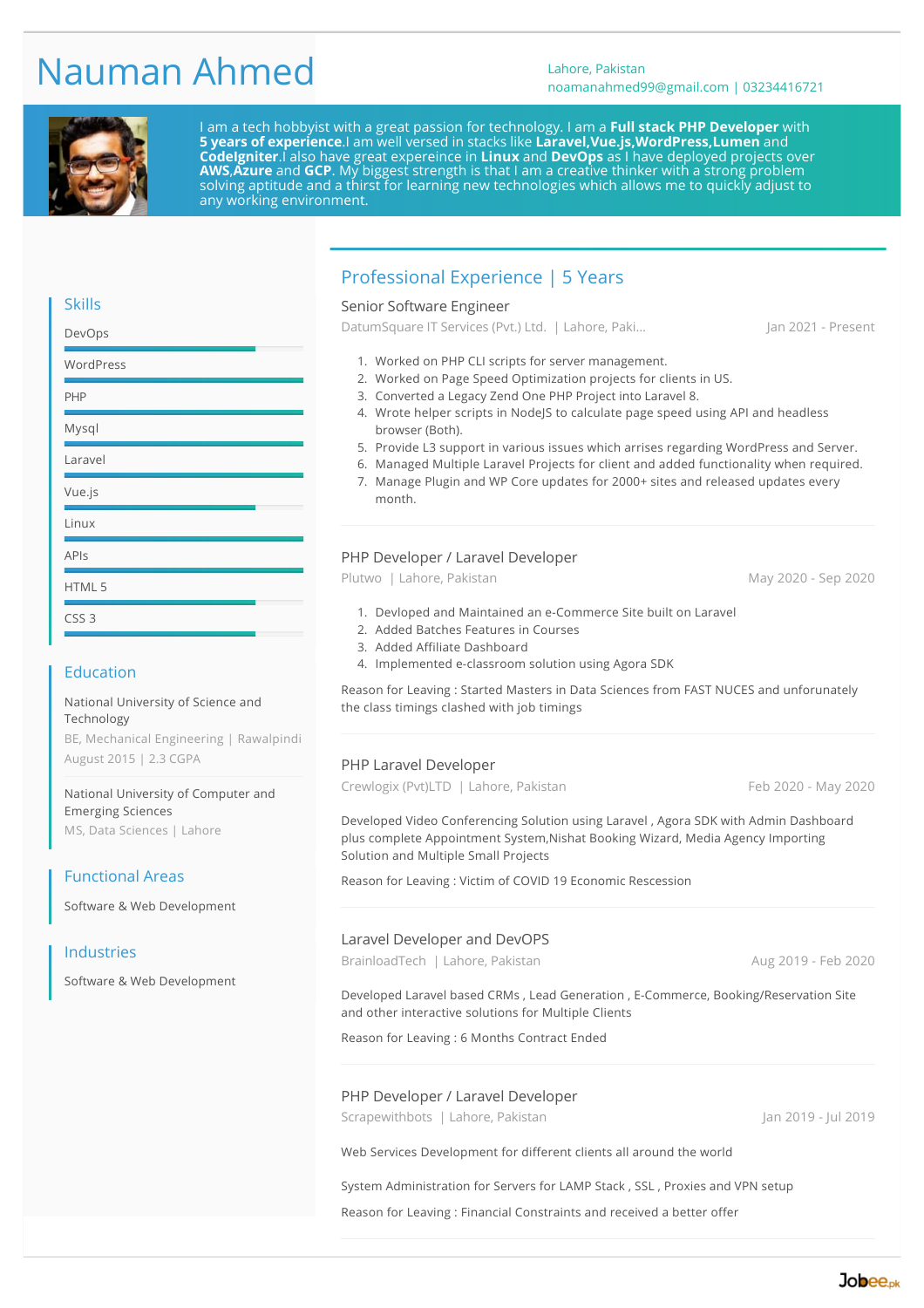# Nauman Ahmed

Lahore, Pakistan
noamanahmed99@gmail.com | 03234416721

I am a tech hobbyist with a great passion for technology. I am a **Full stack PHP Developer** with **5 years of experience**.I am well versed in stacks like **Laravel,Vue.js,WordPress,Lumen** and **CodeIgniter**.I also have great expereince in **Linux** and **DevOps** as I have deployed projects over **AWS**,**Azure** and **GCP**. My biggest strength is that I am a creative thinker with a strong problem solving aptitude and a thirst for learning new technologies which allows me to quickly adjust to any working environment.

## Skills

- DevOps
- WordPress
- PHP
- Mysql
- Laravel
- Vue.js
- Linux
- APIs
- HTML 5
- CSS 3

## Education

National University of Science and Technology
BE, Mechanical Engineering | Rawalpindi
August 2015 | 2.3 CGPA

National University of Computer and Emerging Sciences
MS, Data Sciences | Lahore

## Functional Areas

Software & Web Development

## Industries

Software & Web Development

## Professional Experience | 5 Years

### Senior Software Engineer

DatumSquare IT Services (Pvt.) Ltd. | Lahore, Paki... — Jan 2021 - Present

1. Worked on PHP CLI scripts for server management.
2. Worked on Page Speed Optimization projects for clients in US.
3. Converted a Legacy Zend One PHP Project into Laravel 8.
4. Wrote helper scripts in NodeJS to calculate page speed using API and headless browser (Both).
5. Provide L3 support in various issues which arrises regarding WordPress and Server.
6. Managed Multiple Laravel Projects for client and added functionality when required.
7. Manage Plugin and WP Core updates for 2000+ sites and released updates every month.

### PHP Developer / Laravel Developer

Plutwo | Lahore, Pakistan — May 2020 - Sep 2020

1. Devloped and Maintained an e-Commerce Site built on Laravel
2. Added Batches Features in Courses
3. Added Affiliate Dashboard
4. Implemented e-classroom solution using Agora SDK

Reason for Leaving : Started Masters in Data Sciences from FAST NUCES and unforunately the class timings clashed with job timings

### PHP Laravel Developer

Crewlogix (Pvt)LTD | Lahore, Pakistan — Feb 2020 - May 2020

Developed Video Conferencing Solution using Laravel , Agora SDK with Admin Dashboard plus complete Appointment System,Nishat Booking Wizard, Media Agency Importing Solution and Multiple Small Projects

Reason for Leaving : Victim of COVID 19 Economic Recession

### Laravel Developer and DevOPS

BrainloadTech | Lahore, Pakistan — Aug 2019 - Feb 2020

Developed Laravel based CRMs , Lead Generation , E-Commerce, Booking/Reservation Site and other interactive solutions for Multiple Clients

Reason for Leaving : 6 Months Contract Ended

### PHP Developer / Laravel Developer

Scrapewithbots | Lahore, Pakistan — Jan 2019 - Jul 2019

Web Services Development for different clients all around the world

System Administration for Servers for LAMP Stack , SSL , Proxies and VPN setup

Reason for Leaving : Financial Constraints and received a better offer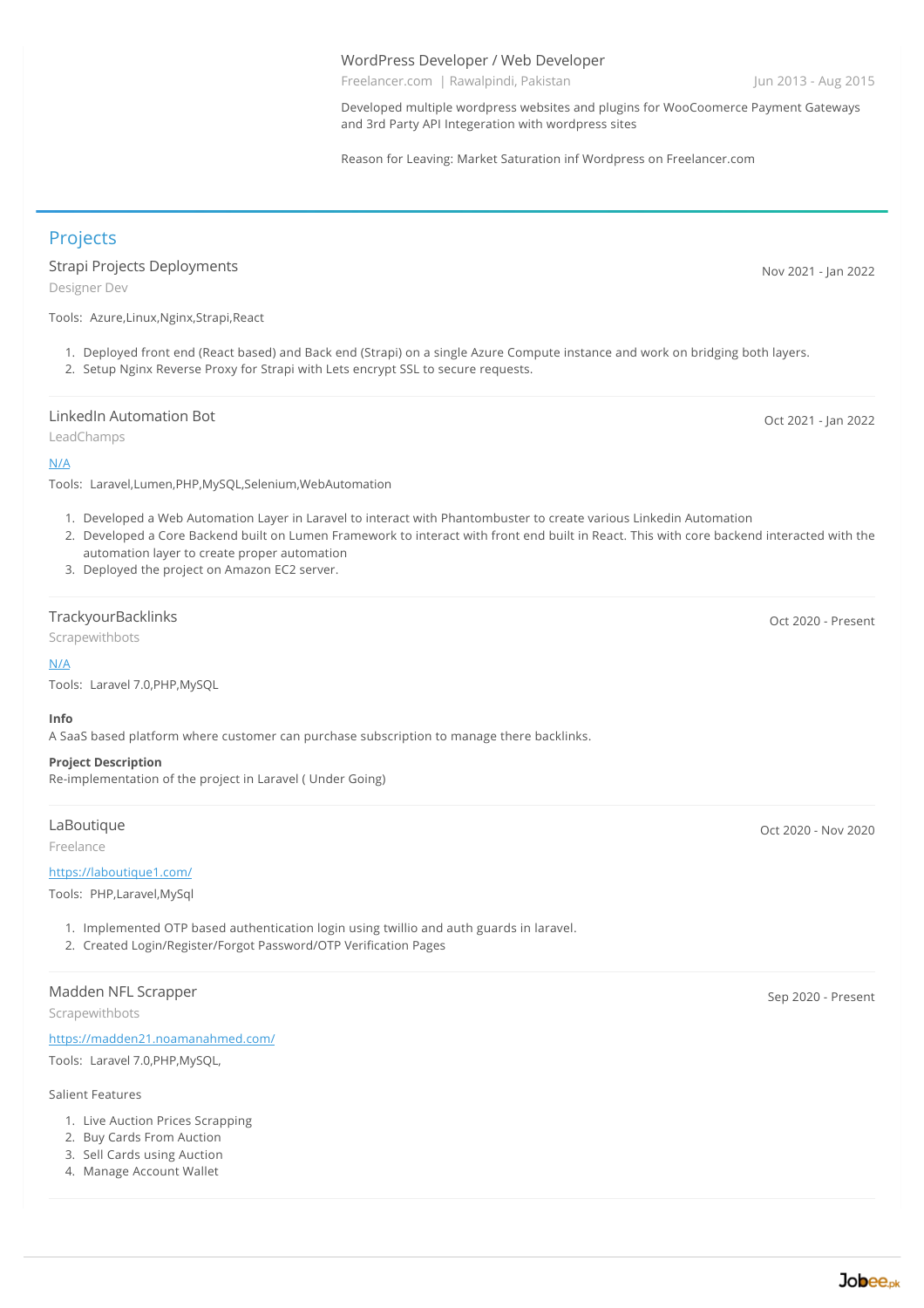### WordPress Developer / Web Developer

Freelancer.com | Rawalpindi, Pakistan — Jun 2013 - Aug 2015

Developed multiple wordpress websites and plugins for WooCoomerce Payment Gateways and 3rd Party API Integeration with wordpress sites

Reason for Leaving: Market Saturation inf Wordpress on Freelancer.com

## Projects

### Strapi Projects Deployments

Designer Dev — Nov 2021 - Jan 2022

Tools: Azure,Linux,Nginx,Strapi,React

1. Deployed front end (React based) and Back end (Strapi) on a single Azure Compute instance and work on bridging both layers.
2. Setup Nginx Reverse Proxy for Strapi with Lets encrypt SSL to secure requests.

### LinkedIn Automation Bot

LeadChamps — Oct 2021 - Jan 2022

N/A

Tools: Laravel,Lumen,PHP,MySQL,Selenium,WebAutomation

1. Developed a Web Automation Layer in Laravel to interact with Phantombuster to create various Linkedin Automation
2. Developed a Core Backend built on Lumen Framework to interact with front end built in React. This with core backend interacted with the automation layer to create proper automation
3. Deployed the project on Amazon EC2 server.

### TrackyourBacklinks

Scrapewithbots — Oct 2020 - Present

N/A

Tools: Laravel 7.0,PHP,MySQL

**Info**
A SaaS based platform where customer can purchase subscription to manage there backlinks.

**Project Description**
Re-implementation of the project in Laravel ( Under Going)

### LaBoutique

Freelance — Oct 2020 - Nov 2020

https://laboutique1.com/

Tools: PHP,Laravel,MySql

1. Implemented OTP based authentication login using twillio and auth guards in laravel.
2. Created Login/Register/Forgot Password/OTP Verification Pages

### Madden NFL Scrapper

Scrapewithbots — Sep 2020 - Present

https://madden21.noamanahmed.com/

Tools: Laravel 7.0,PHP,MySQL,

Salient Features

1. Live Auction Prices Scrapping
2. Buy Cards From Auction
3. Sell Cards using Auction
4. Manage Account Wallet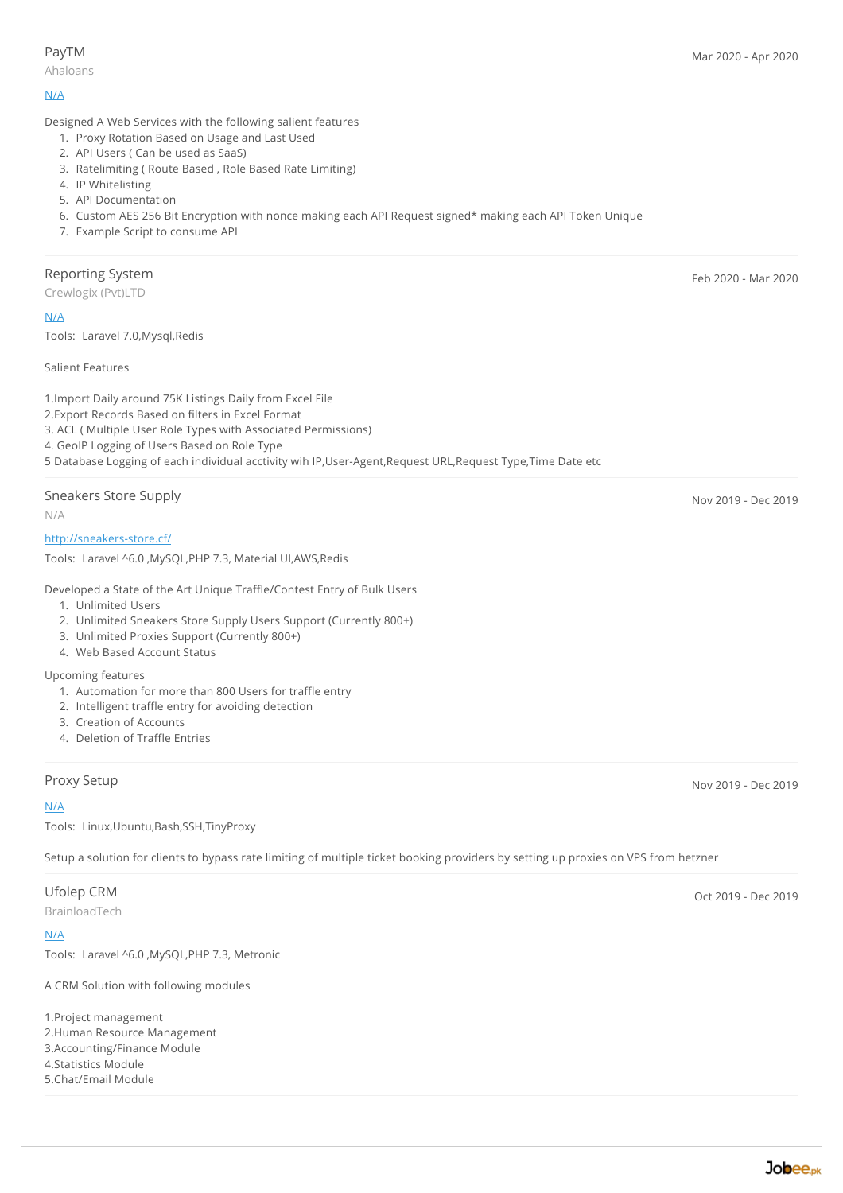### PayTM

Ahaloans

Mar 2020 - Apr 2020

N/A

Designed A Web Services with the following salient features

1. Proxy Rotation Based on Usage and Last Used
2. API Users ( Can be used as SaaS)
3. Ratelimiting ( Route Based , Role Based Rate Limiting)
4. IP Whitelisting
5. API Documentation
6. Custom AES 256 Bit Encryption with nonce making each API Request signed* making each API Token Unique
7. Example Script to consume API

---

### Reporting System

Crewlogix (Pvt)LTD

Feb 2020 - Mar 2020

N/A

Tools: Laravel 7.0,Mysql,Redis

Salient Features

1.Import Daily around 75K Listings Daily from Excel File
2.Export Records Based on filters in Excel Format
3. ACL ( Multiple User Role Types with Associated Permissions)
4. GeoIP Logging of Users Based on Role Type
5 Database Logging of each individual acctivity wih IP,User-Agent,Request URL,Request Type,Time Date etc

---

### Sneakers Store Supply

N/A

Nov 2019 - Dec 2019

http://sneakers-store.cf/

Tools: Laravel ^6.0 ,MySQL,PHP 7.3, Material UI,AWS,Redis

Developed a State of the Art Unique Traffle/Contest Entry of Bulk Users

1. Unlimited Users
2. Unlimited Sneakers Store Supply Users Support (Currently 800+)
3. Unlimited Proxies Support (Currently 800+)
4. Web Based Account Status

Upcoming features

1. Automation for more than 800 Users for traffle entry
2. Intelligent traffle entry for avoiding detection
3. Creation of Accounts
4. Deletion of Traffle Entries

---

### Proxy Setup

Nov 2019 - Dec 2019

N/A

Tools: Linux,Ubuntu,Bash,SSH,TinyProxy

Setup a solution for clients to bypass rate limiting of multiple ticket booking providers by setting up proxies on VPS from hetzner

---

### Ufolep CRM

BrainloadTech

Oct 2019 - Dec 2019

N/A

Tools: Laravel ^6.0 ,MySQL,PHP 7.3, Metronic

A CRM Solution with following modules

1.Project management
2.Human Resource Management
3.Accounting/Finance Module
4.Statistics Module
5.Chat/Email Module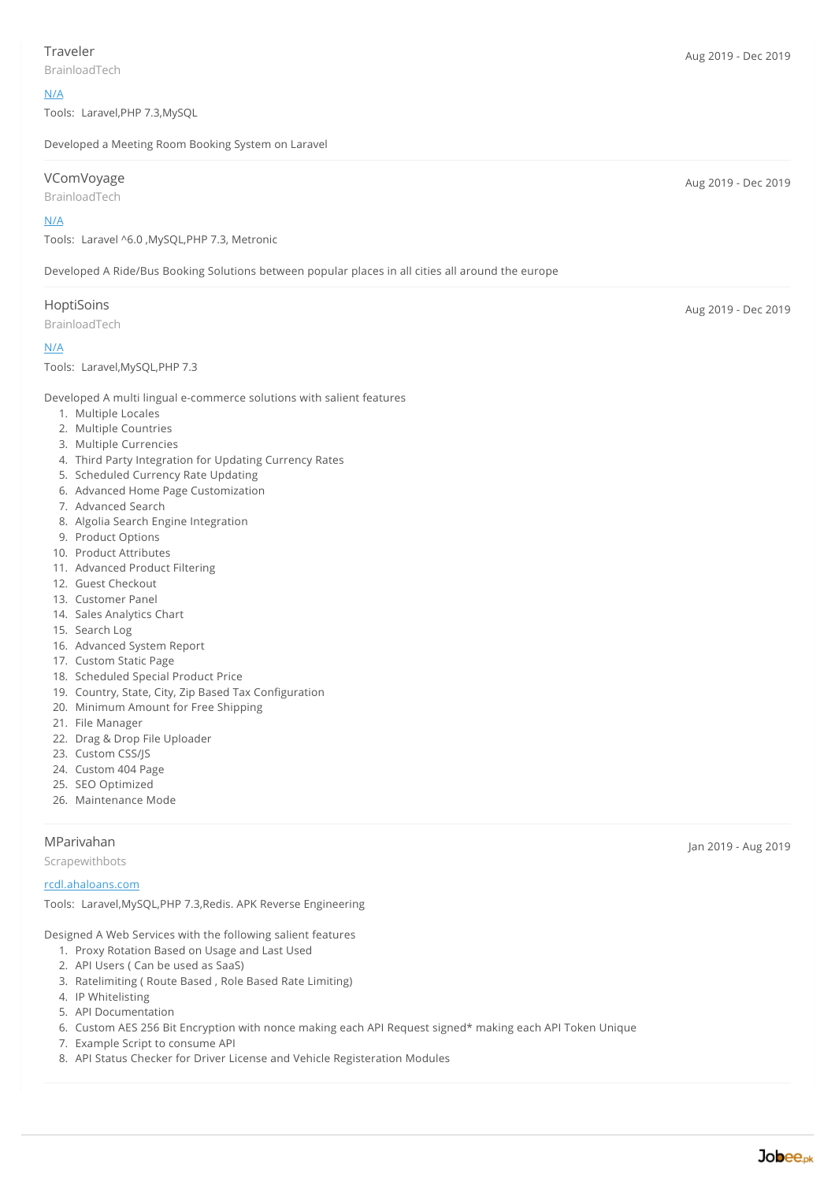### Traveler

BrainloadTech

Aug 2019 - Dec 2019

N/A

Tools: Laravel,PHP 7.3,MySQL

Developed a Meeting Room Booking System on Laravel

---

### VComVoyage

BrainloadTech

Aug 2019 - Dec 2019

N/A

Tools: Laravel ^6.0 ,MySQL,PHP 7.3, Metronic

Developed A Ride/Bus Booking Solutions between popular places in all cities all around the europe

---

### HoptiSoins

BrainloadTech

Aug 2019 - Dec 2019

N/A

Tools: Laravel,MySQL,PHP 7.3

Developed A multi lingual e-commerce solutions with salient features

1. Multiple Locales
2. Multiple Countries
3. Multiple Currencies
4. Third Party Integration for Updating Currency Rates
5. Scheduled Currency Rate Updating
6. Advanced Home Page Customization
7. Advanced Search
8. Algolia Search Engine Integration
9. Product Options
10. Product Attributes
11. Advanced Product Filtering
12. Guest Checkout
13. Customer Panel
14. Sales Analytics Chart
15. Search Log
16. Advanced System Report
17. Custom Static Page
18. Scheduled Special Product Price
19. Country, State, City, Zip Based Tax Configuration
20. Minimum Amount for Free Shipping
21. File Manager
22. Drag & Drop File Uploader
23. Custom CSS/JS
24. Custom 404 Page
25. SEO Optimized
26. Maintenance Mode

---

### MParivahan

Scrapewithbots

Jan 2019 - Aug 2019

rcdl.ahaloans.com

Tools: Laravel,MySQL,PHP 7.3,Redis. APK Reverse Engineering

Designed A Web Services with the following salient features

1. Proxy Rotation Based on Usage and Last Used
2. API Users ( Can be used as SaaS)
3. Ratelimiting ( Route Based , Role Based Rate Limiting)
4. IP Whitelisting
5. API Documentation
6. Custom AES 256 Bit Encryption with nonce making each API Request signed* making each API Token Unique
7. Example Script to consume API
8. API Status Checker for Driver License and Vehicle Registeration Modules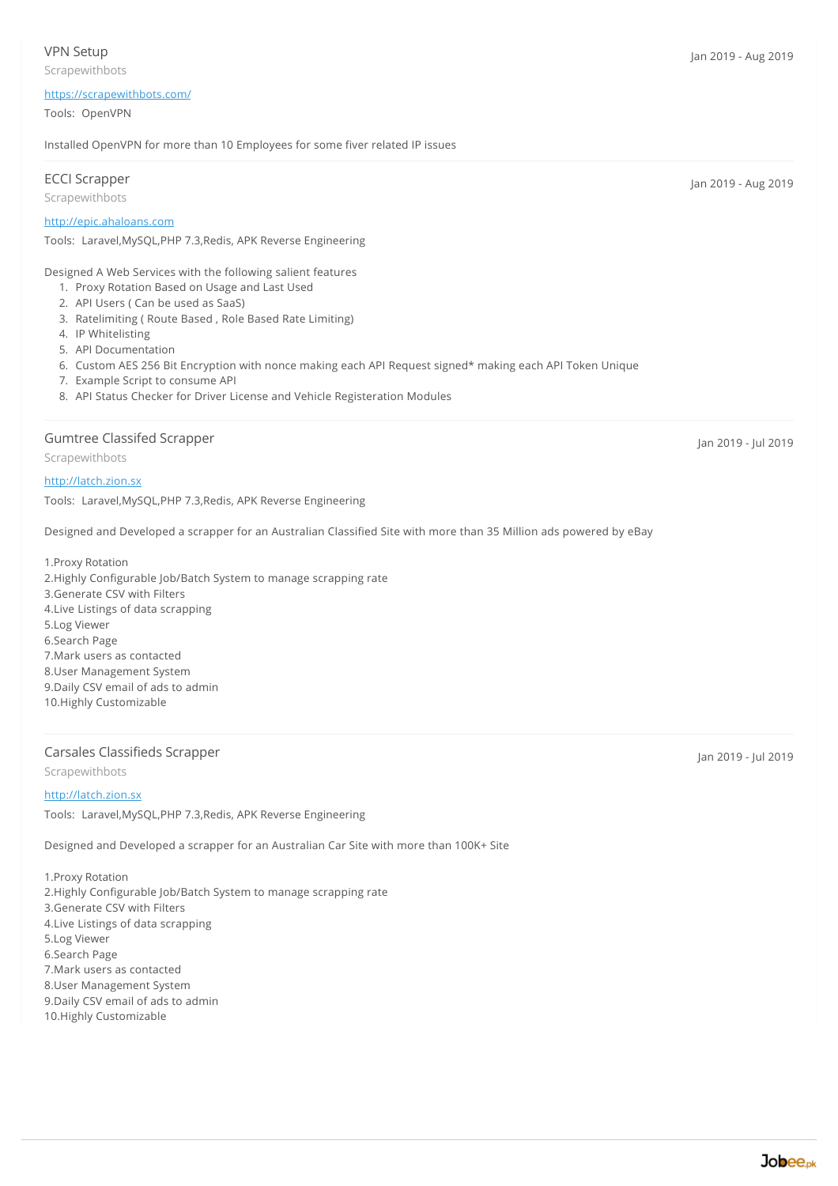### VPN Setup

Scrapewithbots

Jan 2019 - Aug 2019

https://scrapewithbots.com/

Tools: OpenVPN

Installed OpenVPN for more than 10 Employees for some fiver related IP issues

---

### ECCI Scrapper

Scrapewithbots

Jan 2019 - Aug 2019

http://epic.ahaloans.com

Tools: Laravel,MySQL,PHP 7.3,Redis, APK Reverse Engineering

Designed A Web Services with the following salient features

1. Proxy Rotation Based on Usage and Last Used
2. API Users ( Can be used as SaaS)
3. Ratelimiting ( Route Based , Role Based Rate Limiting)
4. IP Whitelisting
5. API Documentation
6. Custom AES 256 Bit Encryption with nonce making each API Request signed* making each API Token Unique
7. Example Script to consume API
8. API Status Checker for Driver License and Vehicle Registeration Modules

---

### Gumtree Classifed Scrapper

Scrapewithbots

Jan 2019 - Jul 2019

http://latch.zion.sx

Tools: Laravel,MySQL,PHP 7.3,Redis, APK Reverse Engineering

Designed and Developed a scrapper for an Australian Classified Site with more than 35 Million ads powered by eBay

1.Proxy Rotation
2.Highly Configurable Job/Batch System to manage scrapping rate
3.Generate CSV with Filters
4.Live Listings of data scrapping
5.Log Viewer
6.Search Page
7.Mark users as contacted
8.User Management System
9.Daily CSV email of ads to admin
10.Highly Customizable

---

### Carsales Classifieds Scrapper

Scrapewithbots

Jan 2019 - Jul 2019

http://latch.zion.sx

Tools: Laravel,MySQL,PHP 7.3,Redis, APK Reverse Engineering

Designed and Developed a scrapper for an Australian Car Site with more than 100K+ Site

1.Proxy Rotation
2.Highly Configurable Job/Batch System to manage scrapping rate
3.Generate CSV with Filters
4.Live Listings of data scrapping
5.Log Viewer
6.Search Page
7.Mark users as contacted
8.User Management System
9.Daily CSV email of ads to admin
10.Highly Customizable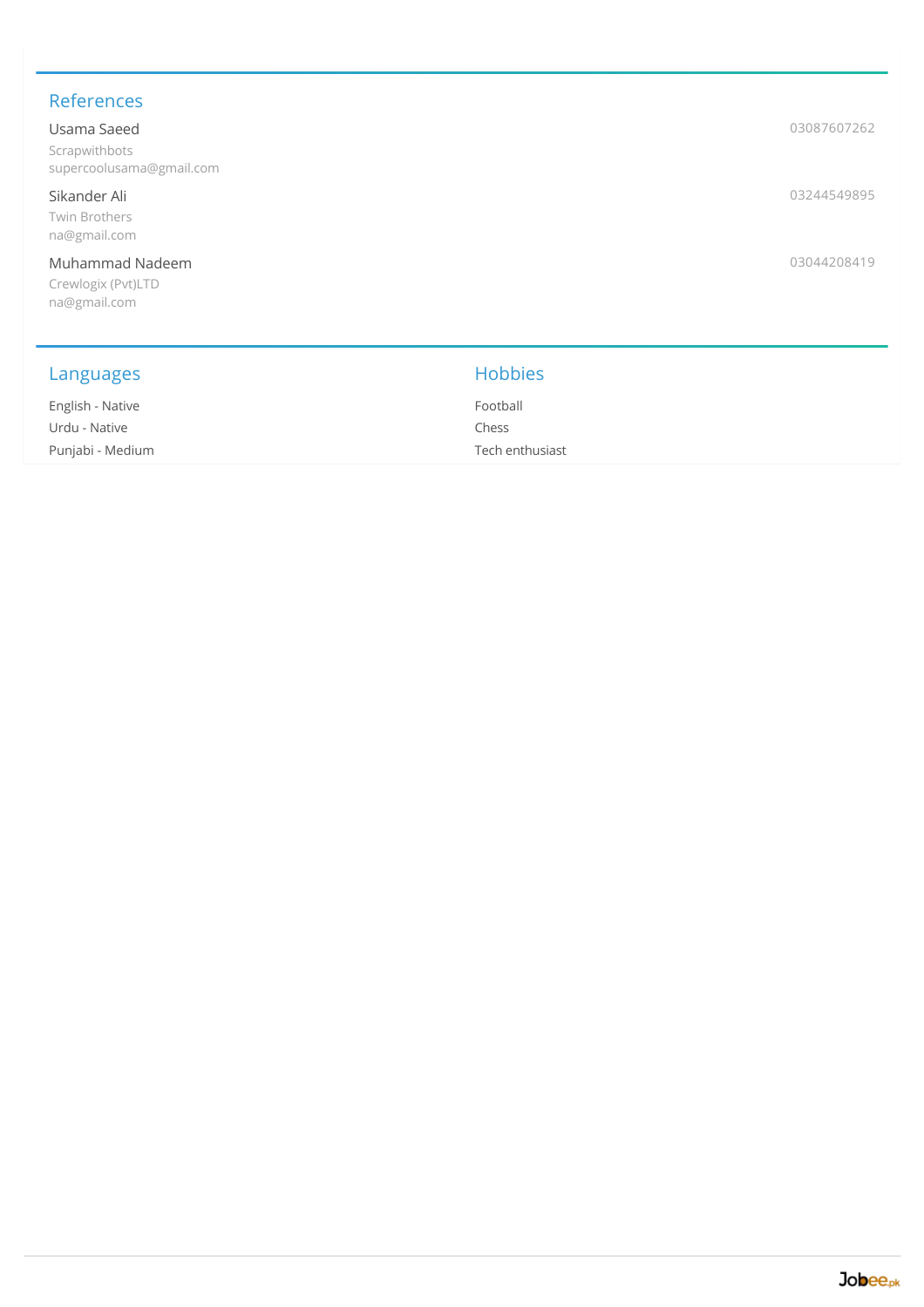## References

Usama Saeed
Scrapwithbots
supercoolusama@gmail.com
03087607262

Sikander Ali
Twin Brothers
na@gmail.com
03244549895

Muhammad Nadeem
Crewlogix (Pvt)LTD
na@gmail.com
03044208419

## Languages

English - Native
Urdu - Native
Punjabi - Medium

## Hobbies

Football
Chess
Tech enthusiast